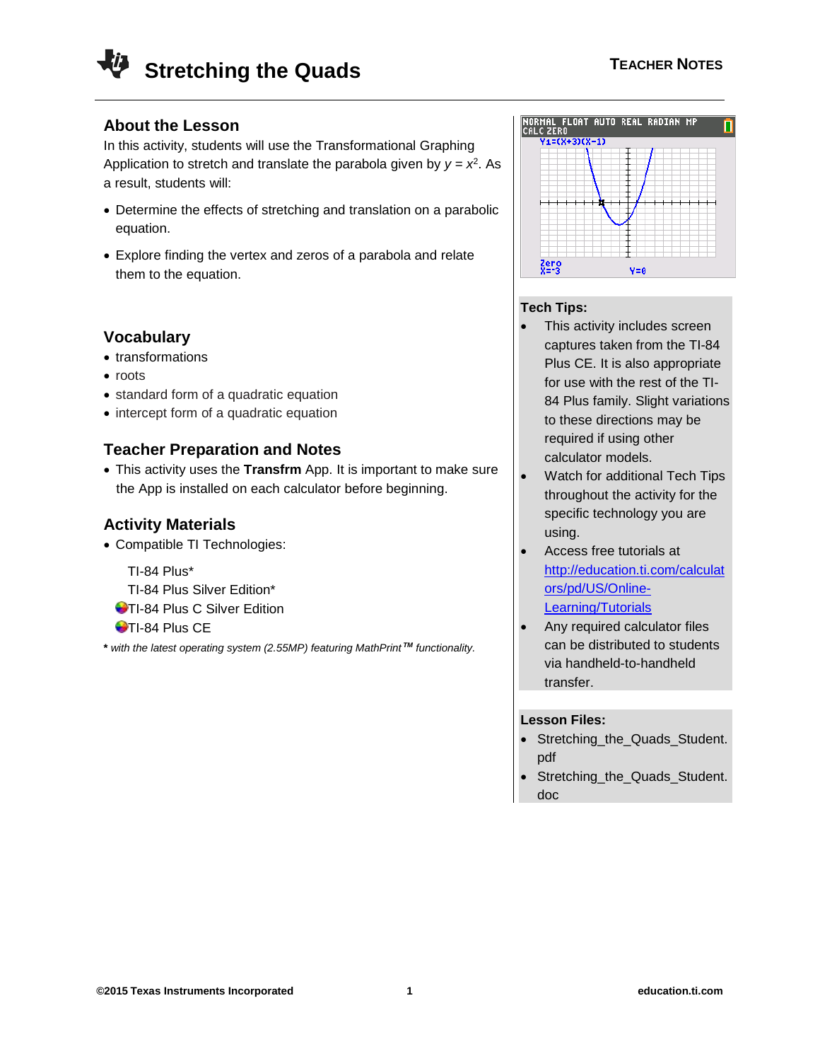# Stretching the Quads

TEACHER NOTES

## About the Lesson

In this activity, students will use the Transformational Graphing Application to stretch and translate the parabola given by $y = x^2$. As a result, students will:

- Determine the effects of stretching and translation on a parabolic equation.
- Explore finding the vertex and zeros of a parabola and relate them to the equation.

## Vocabulary

- transformations
- roots
- standard form of a quadratic equation
- intercept form of a quadratic equation

## Teacher Preparation and Notes

- This activity uses the **Transfrm** App. It is important to make sure the App is installed on each calculator before beginning.

## Activity Materials

- Compatible TI Technologies:

  TI-84 Plus*
  TI-84 Plus Silver Edition*
  TI-84 Plus C Silver Edition
  TI-84 Plus CE

*** *with the latest operating system (2.55MP) featuring MathPrint™ functionality.*

NORMAL FLOAT AUTO REAL RADIAN MP
CALC ZERO
Y1=(X+3)(X-1)
Zero
X=-3 Y=0

**Tech Tips:**

- This activity includes screen captures taken from the TI-84 Plus CE. It is also appropriate for use with the rest of the TI-84 Plus family. Slight variations to these directions may be required if using other calculator models.
- Watch for additional Tech Tips throughout the activity for the specific technology you are using.
- Access free tutorials at [http://education.ti.com/calculators/pd/US/Online-Learning/Tutorials](http://education.ti.com/calculators/pd/US/Online-Learning/Tutorials)
- Any required calculator files can be distributed to students via handheld-to-handheld transfer.

**Lesson Files:**

- Stretching_the_Quads_Student.pdf
- Stretching_the_Quads_Student.doc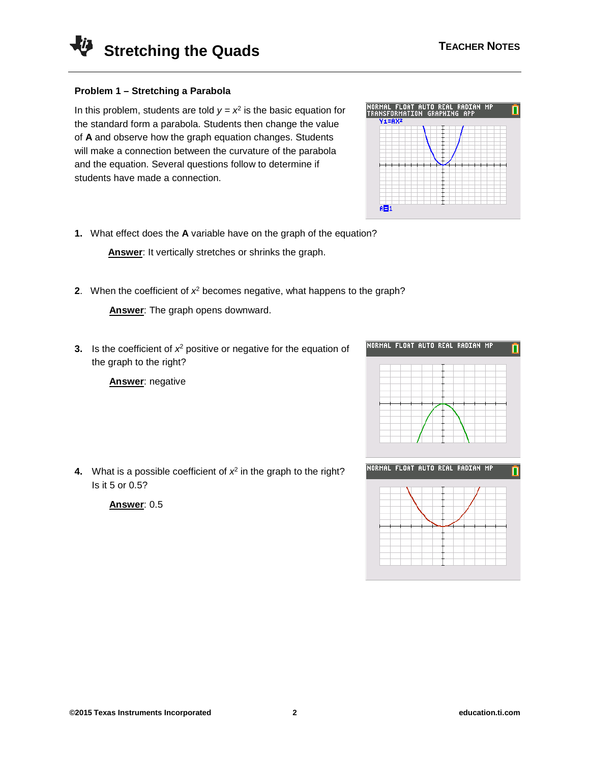## Problem 1 – Stretching a Parabola

In this problem, students are told $y = x^2$ is the basic equation for the standard form a parabola. Students then change the value of **A** and observe how the graph equation changes. Students will make a connection between the curvature of the parabola and the equation. Several questions follow to determine if students have made a connection.

NORMAL FLOAT AUTO REAL RADIAN MP
TRANSFORMATION GRAPHING APP
Y1=AX²
A=1

1. What effect does the **A** variable have on the graph of the equation?

   **Answer**: It vertically stretches or shrinks the graph.

2. When the coefficient of $x^2$ becomes negative, what happens to the graph?

   **Answer**: The graph opens downward.

3. Is the coefficient of $x^2$ positive or negative for the equation of the graph to the right?

   **Answer**: negative

NORMAL FLOAT AUTO REAL RADIAN MP

4. What is a possible coefficient of $x^2$ in the graph to the right? Is it 5 or 0.5?

   **Answer**: 0.5

NORMAL FLOAT AUTO REAL RADIAN MP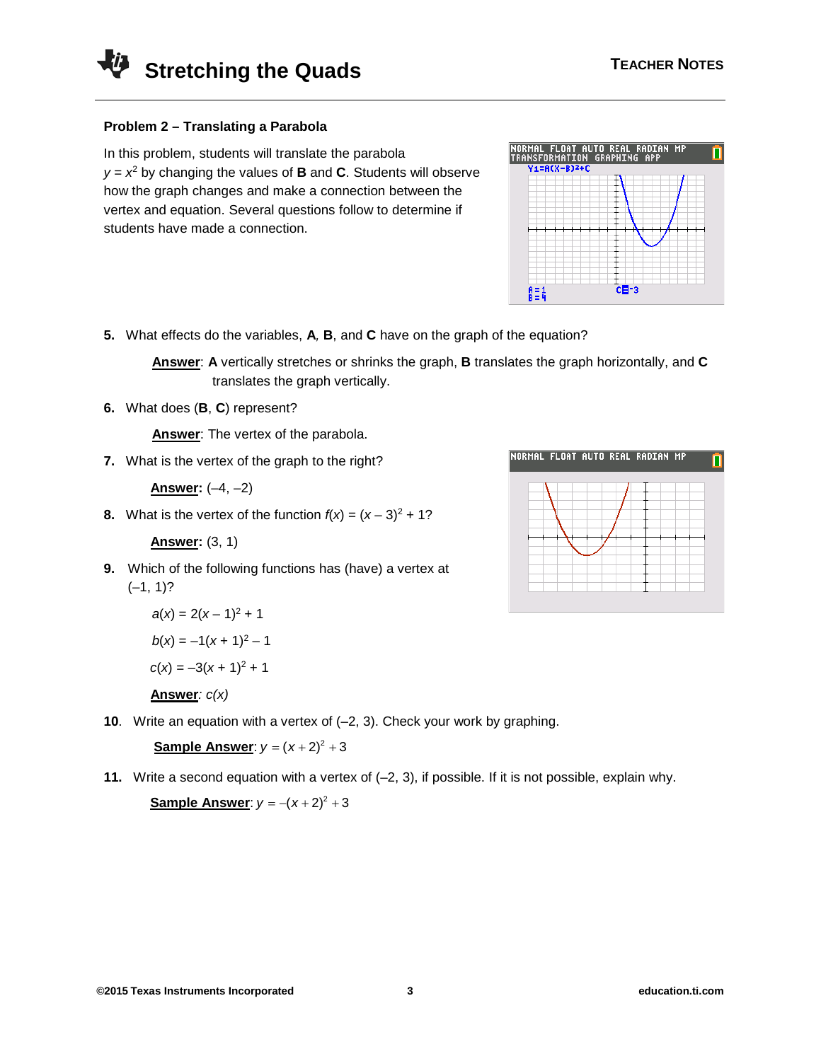## Problem 2 – Translating a Parabola

In this problem, students will translate the parabola $y = x^2$ by changing the values of **B** and **C**. Students will observe how the graph changes and make a connection between the vertex and equation. Several questions follow to determine if students have made a connection.

**5.** What effects do the variables, **A**, **B**, and **C** have on the graph of the equation?

**Answer**: **A** vertically stretches or shrinks the graph, **B** translates the graph horizontally, and **C** translates the graph vertically.

**6.** What does (**B**, **C**) represent?

**Answer**: The vertex of the parabola.

**7.** What is the vertex of the graph to the right?

**Answer:** (–4, –2)

**8.** What is the vertex of the function $f(x) = (x - 3)^2 + 1$?

**Answer:** (3, 1)

**9.** Which of the following functions has (have) a vertex at (–1, 1)?

$a(x) = 2(x - 1)^2 + 1$

$b(x) = -1(x + 1)^2 - 1$

$c(x) = -3(x + 1)^2 + 1$

**Answer**: *c(x)*

**10.** Write an equation with a vertex of (–2, 3). Check your work by graphing.

**Sample Answer**: $y = (x + 2)^2 + 3$

**11.** Write a second equation with a vertex of (–2, 3), if possible. If it is not possible, explain why.

**Sample Answer**: $y = -(x + 2)^2 + 3$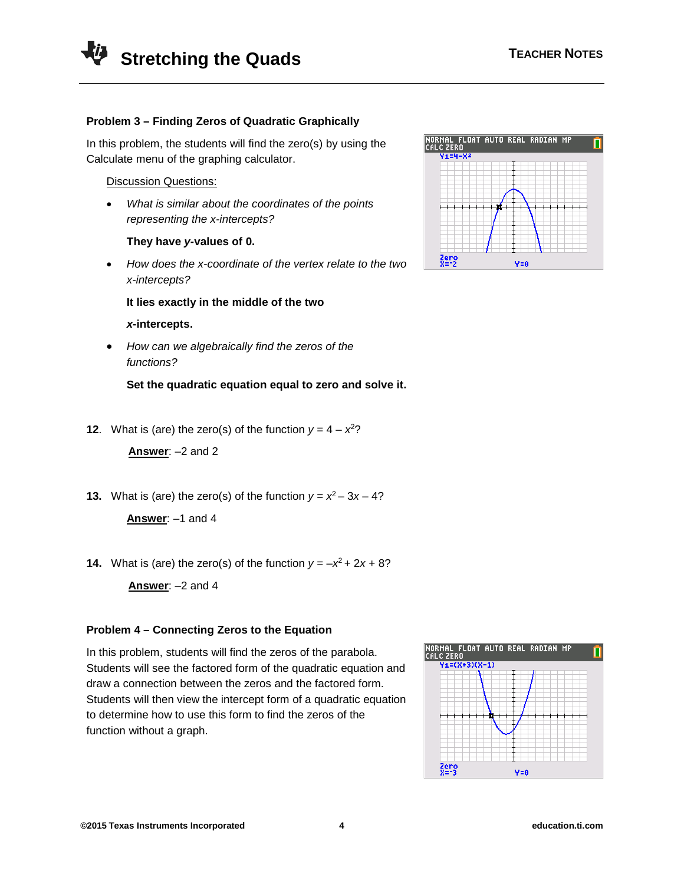## Problem 3 – Finding Zeros of Quadratic Graphically

In this problem, the students will find the zero(s) by using the Calculate menu of the graphing calculator.

Discussion Questions:

- *What is similar about the coordinates of the points representing the x-intercepts?*

  **They have *y*-values of 0.**

- *How does the x-coordinate of the vertex relate to the two x-intercepts?*

  **It lies exactly in the middle of the two *x*-intercepts.**

- *How can we algebraically find the zeros of the functions?*

  **Set the quadratic equation equal to zero and solve it.**

**12**. What is (are) the zero(s) of the function $y = 4 - x^2$?

**Answer**: –2 and 2

**13.** What is (are) the zero(s) of the function $y = x^2 - 3x - 4$?

**Answer**: –1 and 4

**14.** What is (are) the zero(s) of the function $y = -x^2 + 2x + 8$?

**Answer**: –2 and 4

## Problem 4 – Connecting Zeros to the Equation

In this problem, students will find the zeros of the parabola. Students will see the factored form of the quadratic equation and draw a connection between the zeros and the factored form. Students will then view the intercept form of a quadratic equation to determine how to use this form to find the zeros of the function without a graph.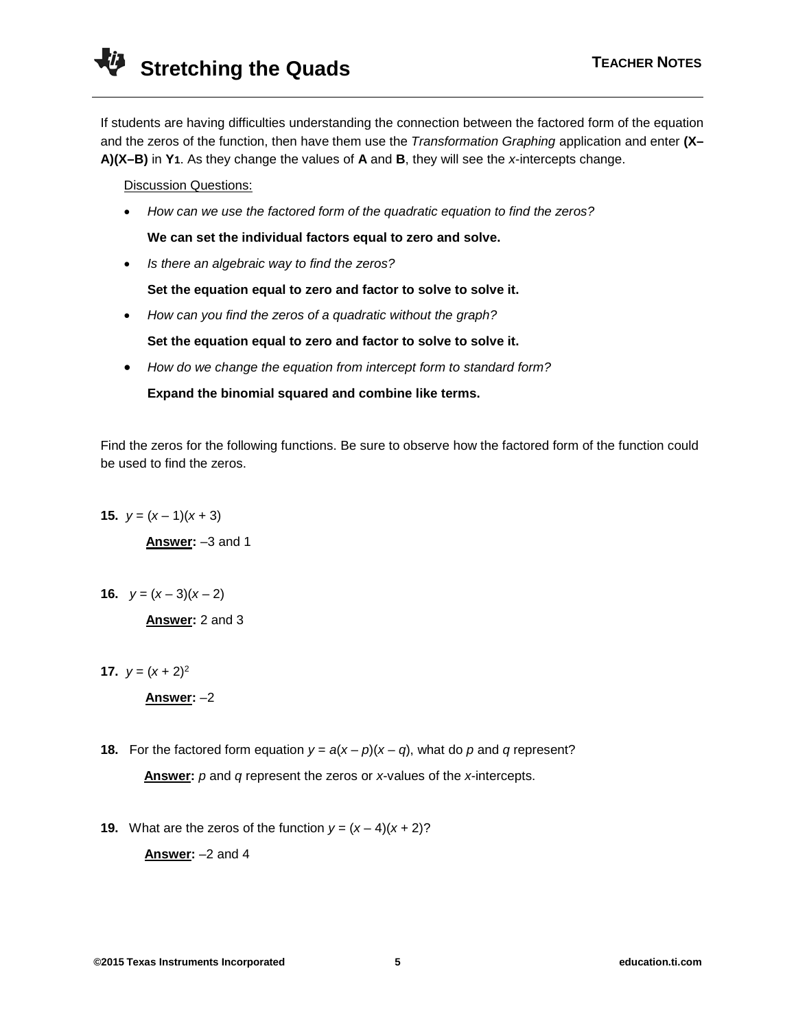If students are having difficulties understanding the connection between the factored form of the equation and the zeros of the function, then have them use the *Transformation Graphing* application and enter **(X–A)(X–B)** in **$Y_1$**. As they change the values of **A** and **B**, they will see the *x*-intercepts change.

Discussion Questions:

- *How can we use the factored form of the quadratic equation to find the zeros?*

  **We can set the individual factors equal to zero and solve.**

- *Is there an algebraic way to find the zeros?*

  **Set the equation equal to zero and factor to solve to solve it.**

- *How can you find the zeros of a quadratic without the graph?*

  **Set the equation equal to zero and factor to solve to solve it.**

- *How do we change the equation from intercept form to standard form?*

  **Expand the binomial squared and combine like terms.**

Find the zeros for the following functions. Be sure to observe how the factored form of the function could be used to find the zeros.

**15.** $y = (x - 1)(x + 3)$

**Answer:** –3 and 1

**16.** $y = (x - 3)(x - 2)$

**Answer:** 2 and 3

**17.** $y = (x + 2)^2$

**Answer:** –2

**18.** For the factored form equation $y = a(x - p)(x - q)$, what do $p$ and $q$ represent?

**Answer:** $p$ and $q$ represent the zeros or *x*-values of the *x*-intercepts.

**19.** What are the zeros of the function $y = (x - 4)(x + 2)$?

**Answer:** –2 and 4